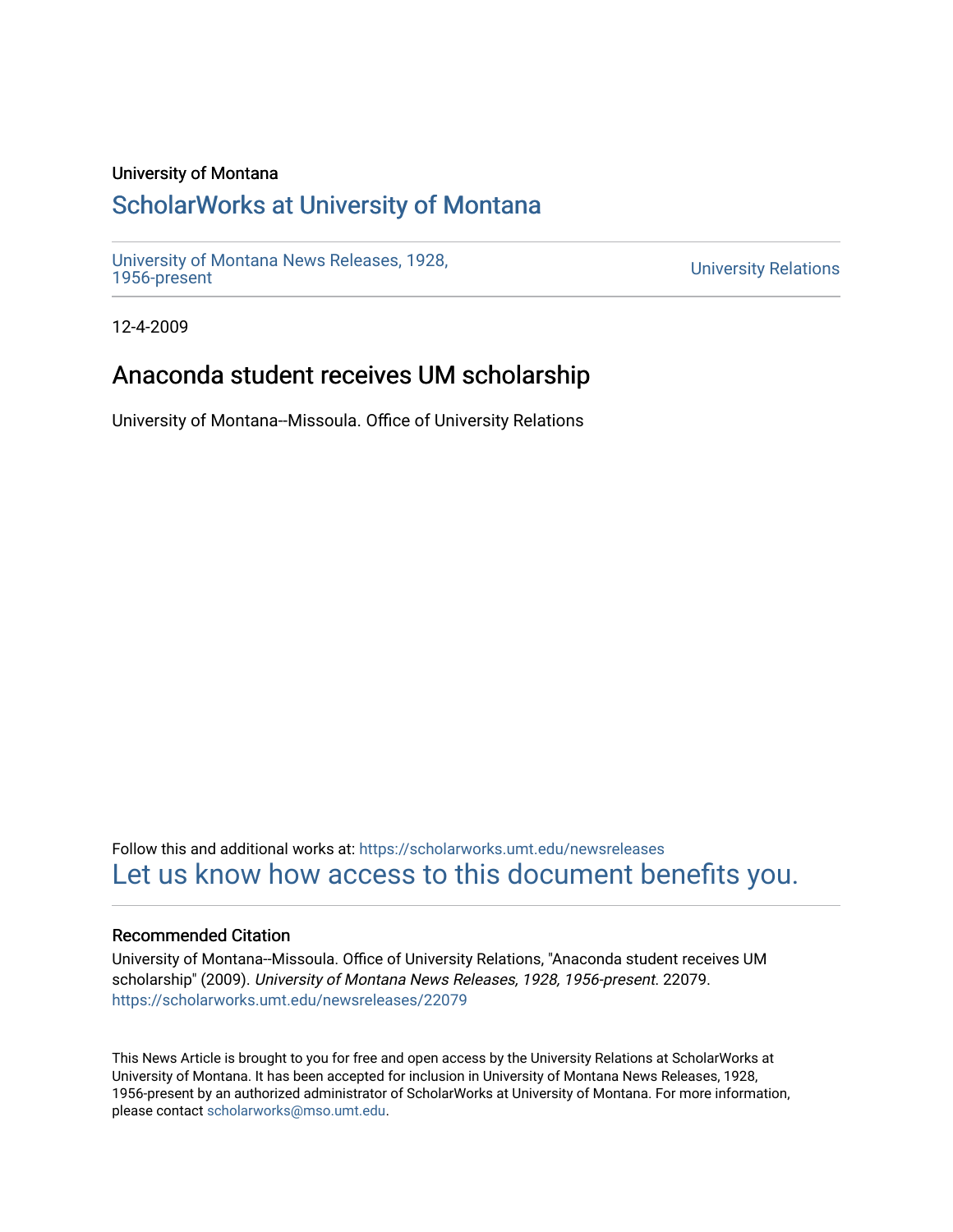University of Montana

## ScholarWorks at University of Montana

University of Montana News Releases, 1928, 1956-present

University Relations

12-4-2009

# Anaconda student receives UM scholarship

University of Montana--Missoula. Office of University Relations

Follow this and additional works at: https://scholarworks.umt.edu/newsreleases

Let us know how access to this document benefits you.

### Recommended Citation

University of Montana--Missoula. Office of University Relations, "Anaconda student receives UM scholarship" (2009). *University of Montana News Releases, 1928, 1956-present*. 22079.
https://scholarworks.umt.edu/newsreleases/22079

This News Article is brought to you for free and open access by the University Relations at ScholarWorks at University of Montana. It has been accepted for inclusion in University of Montana News Releases, 1928, 1956-present by an authorized administrator of ScholarWorks at University of Montana. For more information, please contact scholarworks@mso.umt.edu.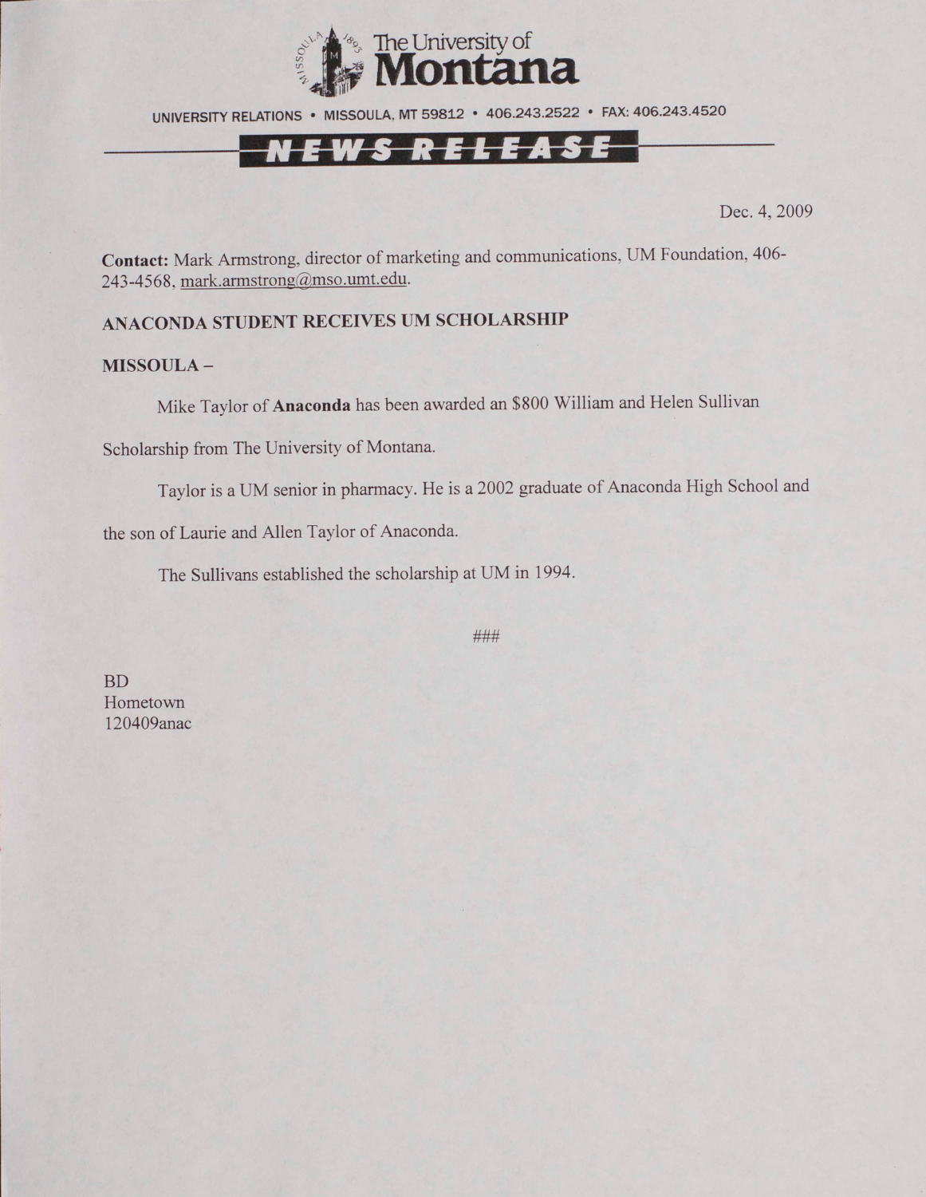The University of Montana

UNIVERSITY RELATIONS • MISSOULA, MT 59812 • 406.243.2522 • FAX: 406.243.4520

NEWS RELEASE

Dec. 4, 2009

**Contact:** Mark Armstrong, director of marketing and communications, UM Foundation, 406-243-4568, mark.armstrong@mso.umt.edu.

**ANACONDA STUDENT RECEIVES UM SCHOLARSHIP**

**MISSOULA –**

Mike Taylor of **Anaconda** has been awarded an $800 William and Helen Sullivan Scholarship from The University of Montana.

Taylor is a UM senior in pharmacy. He is a 2002 graduate of Anaconda High School and the son of Laurie and Allen Taylor of Anaconda.

The Sullivans established the scholarship at UM in 1994.

###

BD
Hometown
120409anac